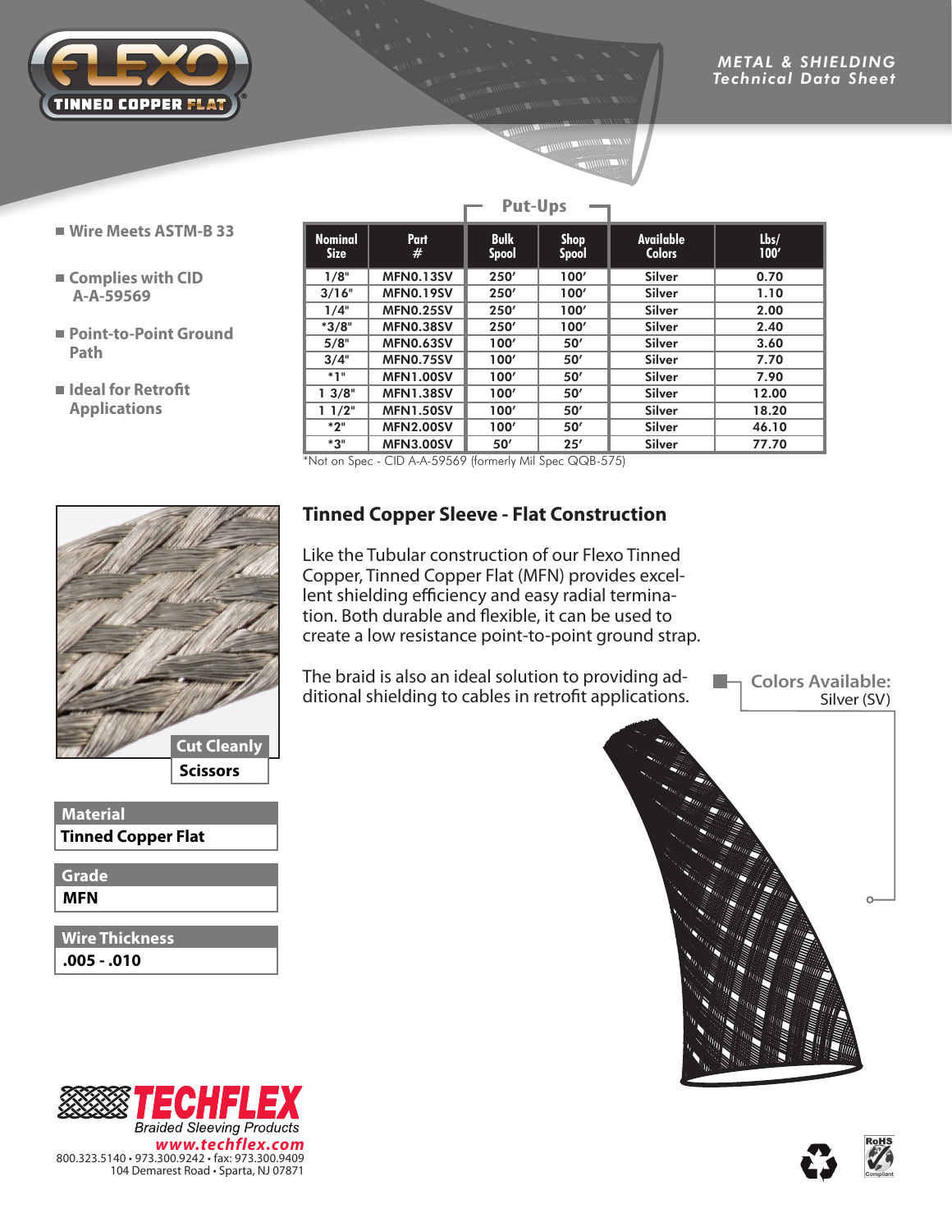FLEXO TINNED COPPER FLAT®

*METAL & SHIELDING*
*Technical Data Sheet*

- Wire Meets ASTM-B 33
- Complies with CID A-A-59569
- Point-to-Point Ground Path
- Ideal for Retrofit Applications

| Nominal Size | Part # | Put-Ups | | Available Colors | Lbs/ 100′ |
|---|---|---|---|---|---|
| | | Bulk Spool | Shop Spool | | |
| 1/8" | MFN0.13SV | 250′ | 100′ | Silver | 0.70 |
| 3/16" | MFN0.19SV | 250′ | 100′ | Silver | 1.10 |
| 1/4" | MFN0.25SV | 250′ | 100′ | Silver | 2.00 |
| *3/8" | MFN0.38SV | 250′ | 100′ | Silver | 2.40 |
| 5/8" | MFN0.63SV | 100′ | 50′ | Silver | 3.60 |
| 3/4" | MFN0.75SV | 100′ | 50′ | Silver | 7.70 |
| *1" | MFN1.00SV | 100′ | 50′ | Silver | 7.90 |
| 1 3/8" | MFN1.38SV | 100′ | 50′ | Silver | 12.00 |
| 1 1/2" | MFN1.50SV | 100′ | 50′ | Silver | 18.20 |
| *2" | MFN2.00SV | 100′ | 50′ | Silver | 46.10 |
| *3" | MFN3.00SV | 50′ | 25′ | Silver | 77.70 |

*Not on Spec - CID A-A-59569 (formerly Mil Spec QQB-575)

## Tinned Copper Sleeve - Flat Construction

Like the Tubular construction of our Flexo Tinned Copper, Tinned Copper Flat (MFN) provides excellent shielding efficiency and easy radial termination. Both durable and flexible, it can be used to create a low resistance point-to-point ground strap.

The braid is also an ideal solution to providing additional shielding to cables in retrofit applications.

**Colors Available:**
Silver (SV)

| Cut Cleanly |
|---|
| Scissors |

| Material |
|---|
| Tinned Copper Flat |

| Grade |
|---|
| MFN |

| Wire Thickness |
|---|
| .005 - .010 |

**TECHFLEX**
*Braided Sleeving Products*
*www.techflex.com*
800.323.5140 • 973.300.9242 • fax: 973.300.9409
104 Demarest Road • Sparta, NJ 07871

RoHS Compliant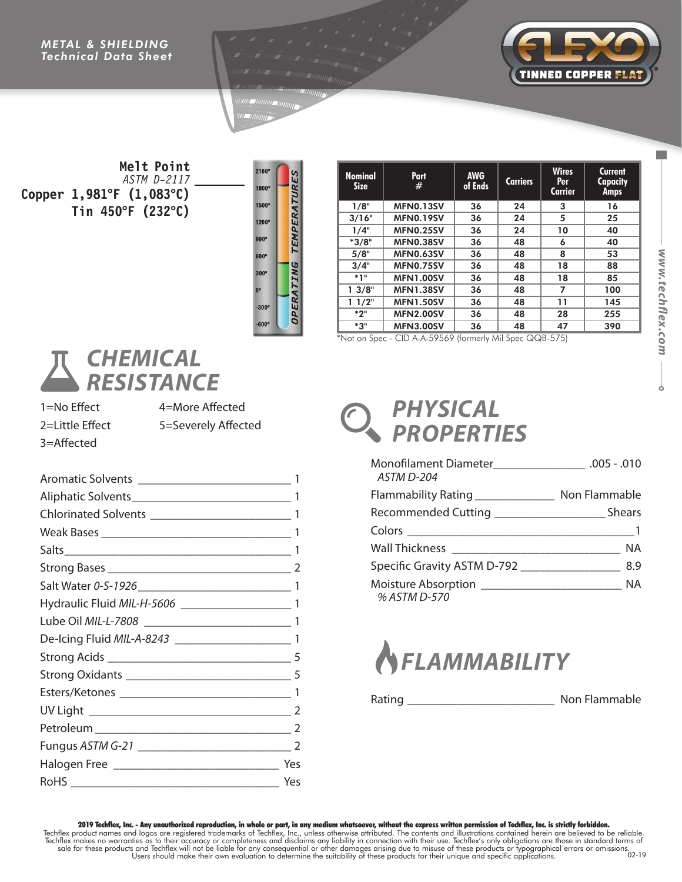METAL & SHIELDING
Technical Data Sheet

FLEXO TINNED COPPER FLAT

**Melt Point**
*ASTM D-2117*
**Copper 1,981°F (1,083°C)**
**Tin 450°F (232°C)**

OPERATING TEMPERATURES
2100°
1800°
1500°
1200°
900°
600°
300°
0°
-300°
-600°

| Nominal Size | Part # | AWG of Ends | Carriers | Wires Per Carrier | Current Capacity Amps |
|---|---|---|---|---|---|
| 1/8" | MFN0.13SV | 36 | 24 | 3 | 16 |
| 3/16" | MFN0.19SV | 36 | 24 | 5 | 25 |
| 1/4" | MFN0.25SV | 36 | 24 | 10 | 40 |
| *3/8" | MFN0.38SV | 36 | 48 | 6 | 40 |
| 5/8" | MFN0.63SV | 36 | 48 | 8 | 53 |
| 3/4" | MFN0.75SV | 36 | 48 | 18 | 88 |
| *1" | MFN1.00SV | 36 | 48 | 18 | 85 |
| 1 3/8" | MFN1.38SV | 36 | 48 | 7 | 100 |
| 1 1/2" | MFN1.50SV | 36 | 48 | 11 | 145 |
| *2" | MFN2.00SV | 36 | 48 | 28 | 255 |
| *3" | MFN3.00SV | 36 | 48 | 47 | 390 |

*Not on Spec - CID A-A-59569 (formerly Mil Spec QQB-575)

## CHEMICAL RESISTANCE

1=No Effect
2=Little Effect
3=Affected
4=More Affected
5=Severely Affected

| | |
|---|---|
| Aromatic Solvents | 1 |
| Aliphatic Solvents | 1 |
| Chlorinated Solvents | 1 |
| Weak Bases | 1 |
| Salts | 1 |
| Strong Bases | 2 |
| Salt Water *0-S-1926* | 1 |
| Hydraulic Fluid *MIL-H-5606* | 1 |
| Lube Oil *MIL-L-7808* | 1 |
| De-Icing Fluid *MIL-A-8243* | 1 |
| Strong Acids | 5 |
| Strong Oxidants | 5 |
| Esters/Ketones | 1 |
| UV Light | 2 |
| Petroleum | 2 |
| Fungus *ASTM G-21* | 2 |
| Halogen Free | Yes |
| RoHS | Yes |

## PHYSICAL PROPERTIES

| | |
|---|---|
| Monofilament Diameter *ASTM D-204* | .005 - .010 |
| Flammability Rating | Non Flammable |
| Recommended Cutting | Shears |
| Colors | 1 |
| Wall Thickness | NA |
| Specific Gravity ASTM D-792 | 8.9 |
| Moisture Absorption *% ASTM D-570* | NA |

## FLAMMABILITY

| | |
|---|---|
| Rating | Non Flammable |

www.techflex.com

**2019 Techflex, Inc. - Any unauthorized reproduction, in whole or part, in any medium whatsoever, without the express written permission of Techflex, Inc. is strictly forbidden.**
Techflex product names and logos are registered trademarks of Techflex, Inc., unless otherwise attributed. The contents and illustrations contained herein are believed to be reliable. Techflex makes no warranties as to their accuracy or completeness and disclaims any liability in connection with their use. Techflex's only obligations are those in standard terms of sale for these products and Techflex will not be liable for any consequential or other damages arising due to misuse of these products or typographical errors or omissions. Users should make their own evaluation to determine the suitability of these products for their unique and specific applications.
02-19